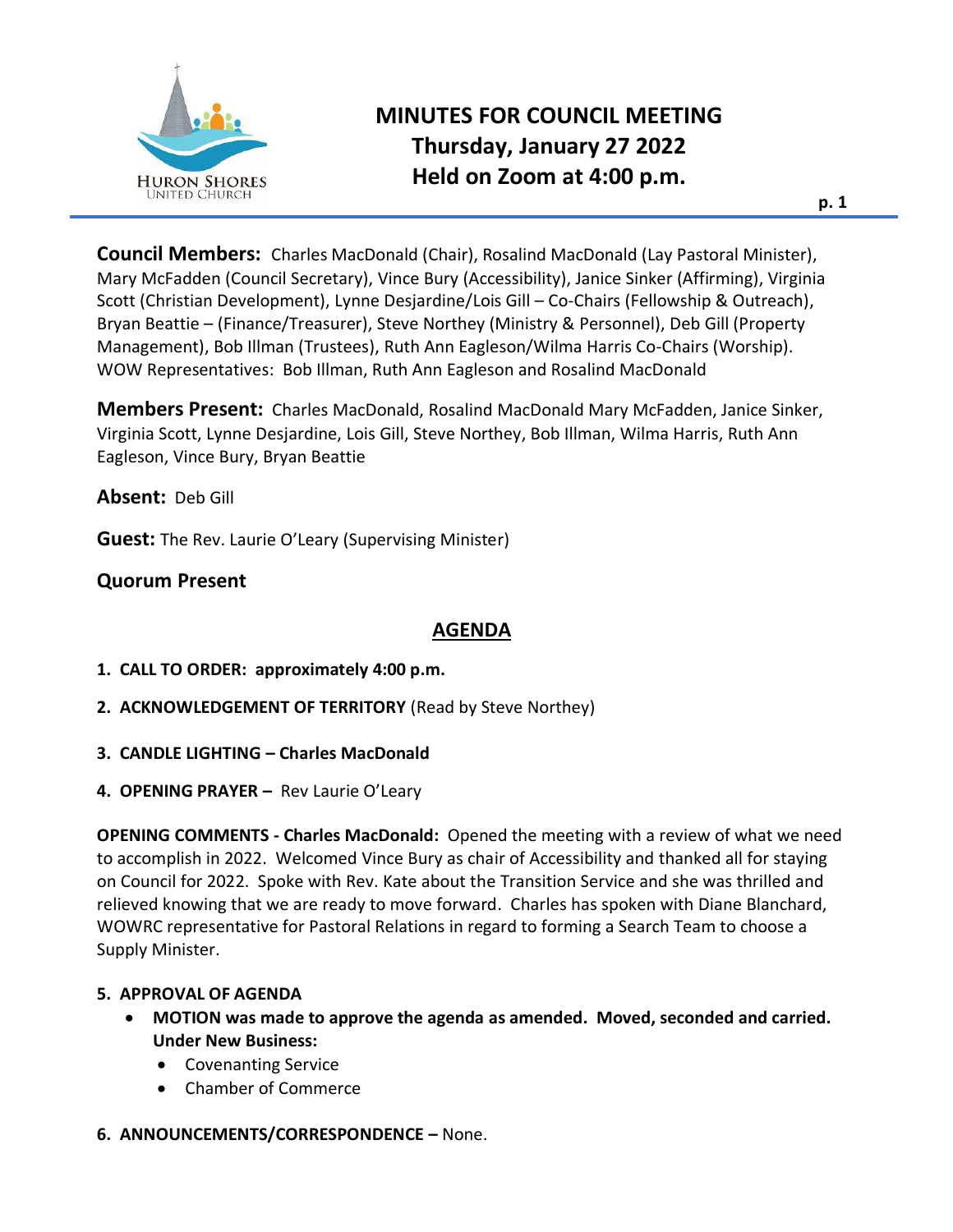# MINUTES FOR COUNCIL MEETING
## Thursday, January 27 2022
## Held on Zoom at 4:00 p.m.

**Council Members:** Charles MacDonald (Chair), Rosalind MacDonald (Lay Pastoral Minister), Mary McFadden (Council Secretary), Vince Bury (Accessibility), Janice Sinker (Affirming), Virginia Scott (Christian Development), Lynne Desjardine/Lois Gill – Co-Chairs (Fellowship & Outreach), Bryan Beattie – (Finance/Treasurer), Steve Northey (Ministry & Personnel), Deb Gill (Property Management), Bob Illman (Trustees), Ruth Ann Eagleson/Wilma Harris Co-Chairs (Worship). WOW Representatives: Bob Illman, Ruth Ann Eagleson and Rosalind MacDonald

**Members Present:** Charles MacDonald, Rosalind MacDonald Mary McFadden, Janice Sinker, Virginia Scott, Lynne Desjardine, Lois Gill, Steve Northey, Bob Illman, Wilma Harris, Ruth Ann Eagleson, Vince Bury, Bryan Beattie

**Absent:** Deb Gill

**Guest:** The Rev. Laurie O'Leary (Supervising Minister)

**Quorum Present**

## AGENDA

1. **CALL TO ORDER: approximately 4:00 p.m.**
2. **ACKNOWLEDGEMENT OF TERRITORY** (Read by Steve Northey)
3. **CANDLE LIGHTING – Charles MacDonald**
4. **OPENING PRAYER –** Rev Laurie O'Leary

**OPENING COMMENTS - Charles MacDonald:** Opened the meeting with a review of what we need to accomplish in 2022. Welcomed Vince Bury as chair of Accessibility and thanked all for staying on Council for 2022. Spoke with Rev. Kate about the Transition Service and she was thrilled and relieved knowing that we are ready to move forward. Charles has spoken with Diane Blanchard, WOWRC representative for Pastoral Relations in regard to forming a Search Team to choose a Supply Minister.

5. **APPROVAL OF AGENDA**
   - **MOTION was made to approve the agenda as amended. Moved, seconded and carried. Under New Business:**
     - Covenanting Service
     - Chamber of Commerce
6. **ANNOUNCEMENTS/CORRESPONDENCE –** None.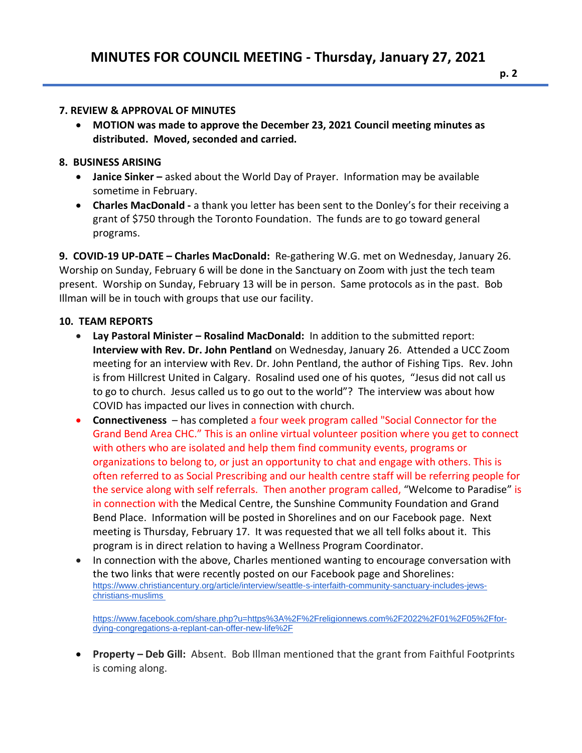# MINUTES FOR COUNCIL MEETING - Thursday, January 27, 2021

**7. REVIEW & APPROVAL OF MINUTES**

- **MOTION was made to approve the December 23, 2021 Council meeting minutes as distributed. Moved, seconded and carried.**

**8. BUSINESS ARISING**

- **Janice Sinker –** asked about the World Day of Prayer. Information may be available sometime in February.
- **Charles MacDonald -** a thank you letter has been sent to the Donley's for their receiving a grant of $750 through the Toronto Foundation. The funds are to go toward general programs.

**9. COVID-19 UP-DATE – Charles MacDonald:** Re-gathering W.G. met on Wednesday, January 26. Worship on Sunday, February 6 will be done in the Sanctuary on Zoom with just the tech team present. Worship on Sunday, February 13 will be in person. Same protocols as in the past. Bob Illman will be in touch with groups that use our facility.

**10. TEAM REPORTS**

- **Lay Pastoral Minister – Rosalind MacDonald:** In addition to the submitted report: **Interview with Rev. Dr. John Pentland** on Wednesday, January 26. Attended a UCC Zoom meeting for an interview with Rev. Dr. John Pentland, the author of Fishing Tips. Rev. John is from Hillcrest United in Calgary. Rosalind used one of his quotes, "Jesus did not call us to go to church. Jesus called us to go out to the world"? The interview was about how COVID has impacted our lives in connection with church.
- **Connectiveness** – has completed a four week program called "Social Connector for the Grand Bend Area CHC." This is an online virtual volunteer position where you get to connect with others who are isolated and help them find community events, programs or organizations to belong to, or just an opportunity to chat and engage with others. This is often referred to as Social Prescribing and our health centre staff will be referring people for the service along with self referrals. Then another program called, "Welcome to Paradise" is in connection with the Medical Centre, the Sunshine Community Foundation and Grand Bend Place. Information will be posted in Shorelines and on our Facebook page. Next meeting is Thursday, February 17. It was requested that we all tell folks about it. This program is in direct relation to having a Wellness Program Coordinator.
- In connection with the above, Charles mentioned wanting to encourage conversation with the two links that were recently posted on our Facebook page and Shorelines:
  https://www.christiancentury.org/article/interview/seattle-s-interfaith-community-sanctuary-includes-jews-christians-muslims

  https://www.facebook.com/share.php?u=https%3A%2F%2Freligionnews.com%2F2022%2F01%2F05%2Ffor-dying-congregations-a-replant-can-offer-new-life%2F

- **Property – Deb Gill:** Absent. Bob Illman mentioned that the grant from Faithful Footprints is coming along.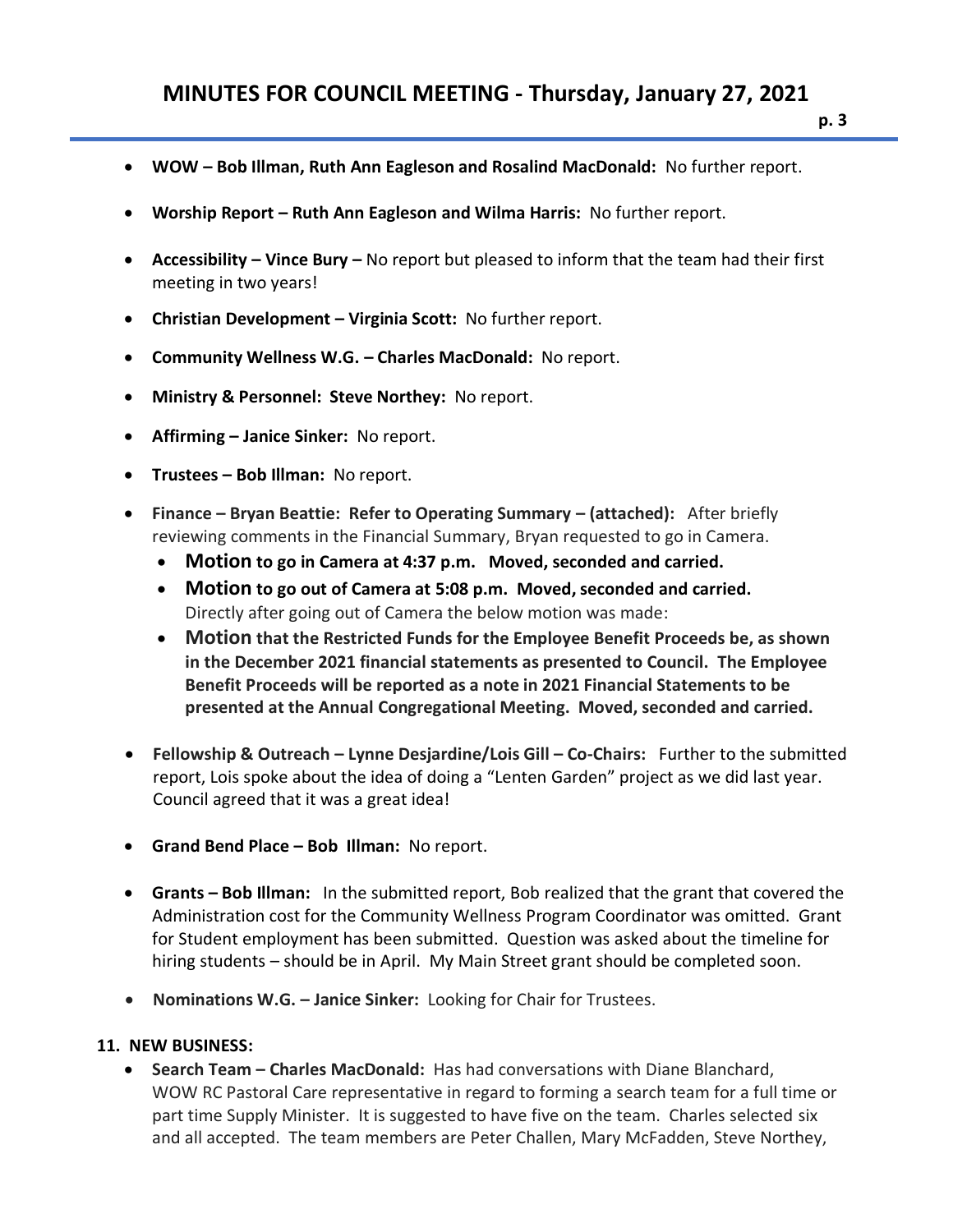- **WOW – Bob Illman, Ruth Ann Eagleson and Rosalind MacDonald:** No further report.
- **Worship Report – Ruth Ann Eagleson and Wilma Harris:** No further report.
- **Accessibility – Vince Bury –** No report but pleased to inform that the team had their first meeting in two years!
- **Christian Development – Virginia Scott:** No further report.
- **Community Wellness W.G. – Charles MacDonald:** No report.
- **Ministry & Personnel: Steve Northey:** No report.
- **Affirming – Janice Sinker:** No report.
- **Trustees – Bob Illman:** No report.
- **Finance – Bryan Beattie: Refer to Operating Summary – (attached):** After briefly reviewing comments in the Financial Summary, Bryan requested to go in Camera.
  - **Motion to go in Camera at 4:37 p.m. Moved, seconded and carried.**
  - **Motion to go out of Camera at 5:08 p.m. Moved, seconded and carried.** Directly after going out of Camera the below motion was made:
  - **Motion that the Restricted Funds for the Employee Benefit Proceeds be, as shown in the December 2021 financial statements as presented to Council. The Employee Benefit Proceeds will be reported as a note in 2021 Financial Statements to be presented at the Annual Congregational Meeting. Moved, seconded and carried.**
- **Fellowship & Outreach – Lynne Desjardine/Lois Gill – Co-Chairs:** Further to the submitted report, Lois spoke about the idea of doing a "Lenten Garden" project as we did last year. Council agreed that it was a great idea!
- **Grand Bend Place – Bob Illman:** No report.
- **Grants – Bob Illman:** In the submitted report, Bob realized that the grant that covered the Administration cost for the Community Wellness Program Coordinator was omitted. Grant for Student employment has been submitted. Question was asked about the timeline for hiring students – should be in April. My Main Street grant should be completed soon.
- **Nominations W.G. – Janice Sinker:** Looking for Chair for Trustees.

**11. NEW BUSINESS:**

- **Search Team – Charles MacDonald:** Has had conversations with Diane Blanchard, WOW RC Pastoral Care representative in regard to forming a search team for a full time or part time Supply Minister. It is suggested to have five on the team. Charles selected six and all accepted. The team members are Peter Challen, Mary McFadden, Steve Northey,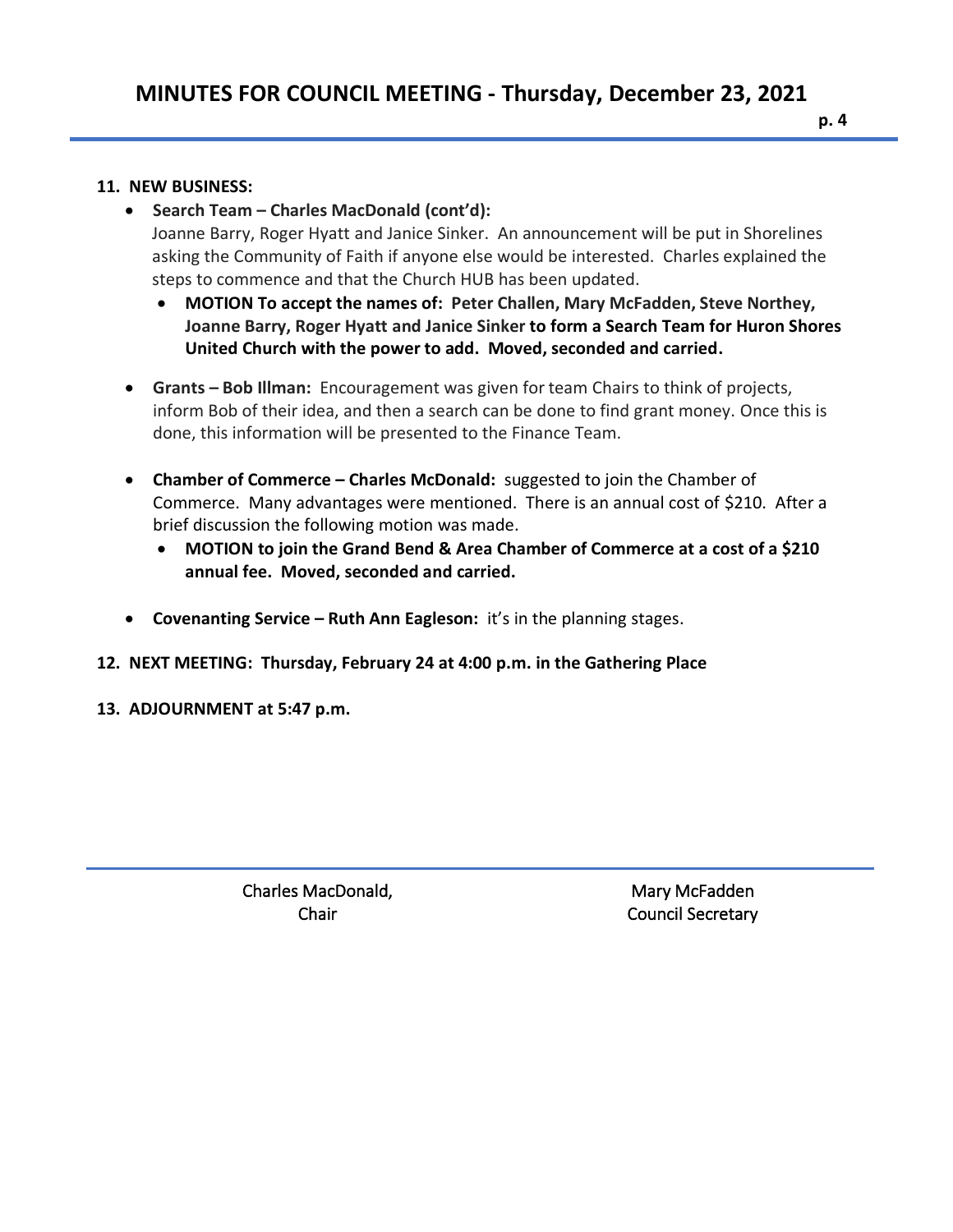**11. NEW BUSINESS:**

- **Search Team – Charles MacDonald (cont'd):** Joanne Barry, Roger Hyatt and Janice Sinker. An announcement will be put in Shorelines asking the Community of Faith if anyone else would be interested. Charles explained the steps to commence and that the Church HUB has been updated.
  - **MOTION To accept the names of: Peter Challen, Mary McFadden, Steve Northey, Joanne Barry, Roger Hyatt and Janice Sinker to form a Search Team for Huron Shores United Church with the power to add. Moved, seconded and carried.**

- **Grants – Bob Illman:** Encouragement was given for team Chairs to think of projects, inform Bob of their idea, and then a search can be done to find grant money. Once this is done, this information will be presented to the Finance Team.

- **Chamber of Commerce – Charles McDonald:** suggested to join the Chamber of Commerce. Many advantages were mentioned. There is an annual cost of $210. After a brief discussion the following motion was made.
  - **MOTION to join the Grand Bend & Area Chamber of Commerce at a cost of a $210 annual fee. Moved, seconded and carried.**

- **Covenanting Service – Ruth Ann Eagleson:** it's in the planning stages.

**12. NEXT MEETING: Thursday, February 24 at 4:00 p.m. in the Gathering Place**

**13. ADJOURNMENT at 5:47 p.m.**

---

Charles MacDonald,
Chair

Mary McFadden
Council Secretary